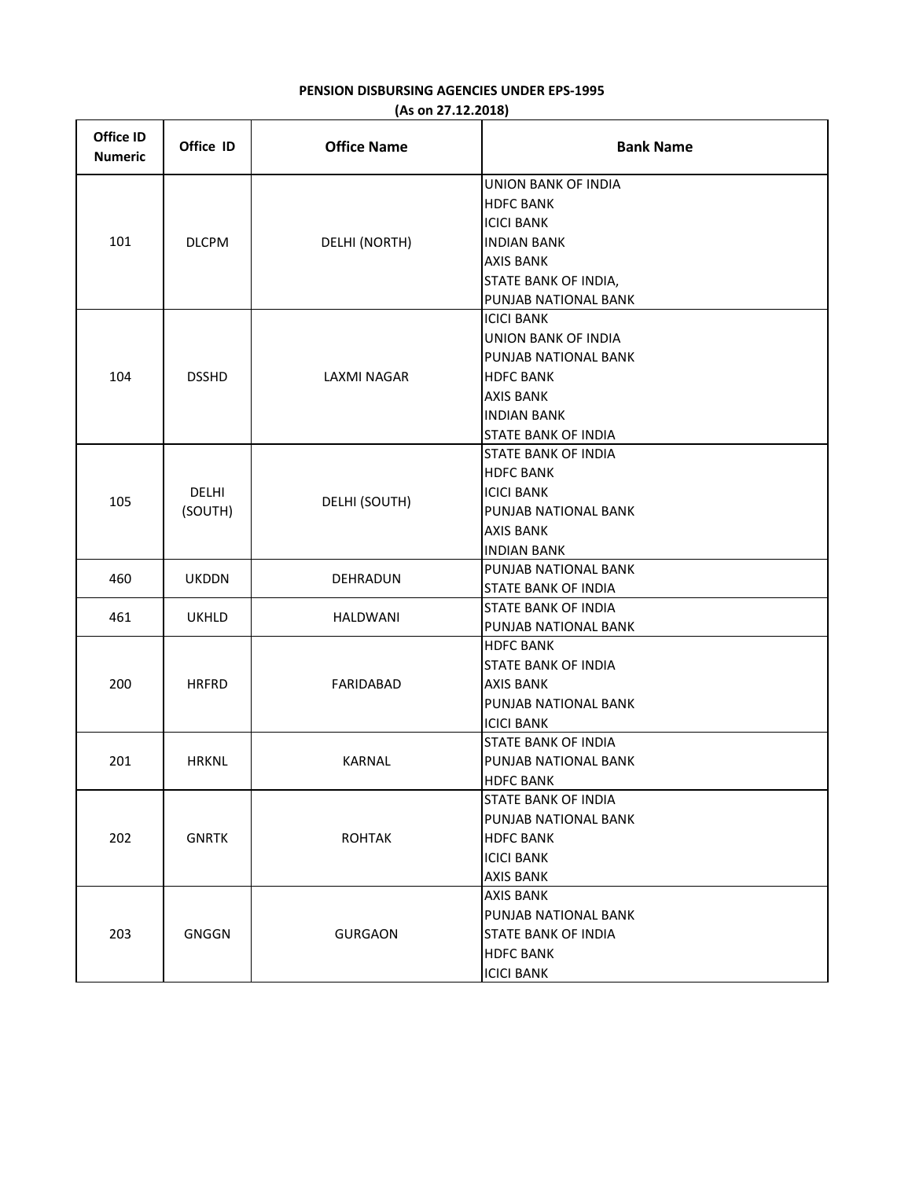**PENSION DISBURSING AGENCIES UNDER EPS-1995**

**(As on 27.12.2018)**

| Office ID Numeric | Office ID | Office Name | Bank Name |
|---|---|---|---|
| 101 | DLCPM | DELHI (NORTH) | UNION BANK OF INDIA<br>HDFC BANK<br>ICICI BANK<br>INDIAN BANK<br>AXIS BANK<br>STATE BANK OF INDIA,<br>PUNJAB NATIONAL BANK |
| 104 | DSSHD | LAXMI NAGAR | ICICI BANK<br>UNION BANK OF INDIA<br>PUNJAB NATIONAL BANK<br>HDFC BANK<br>AXIS BANK<br>INDIAN BANK<br>STATE BANK OF INDIA |
| 105 | DELHI (SOUTH) | DELHI (SOUTH) | STATE BANK OF INDIA<br>HDFC BANK<br>ICICI BANK<br>PUNJAB NATIONAL BANK<br>AXIS BANK<br>INDIAN BANK |
| 460 | UKDDN | DEHRADUN | PUNJAB NATIONAL BANK<br>STATE BANK OF INDIA |
| 461 | UKHLD | HALDWANI | STATE BANK OF INDIA<br>PUNJAB NATIONAL BANK |
| 200 | HRFRD | FARIDABAD | HDFC BANK<br>STATE BANK OF INDIA<br>AXIS BANK<br>PUNJAB NATIONAL BANK<br>ICICI BANK |
| 201 | HRKNL | KARNAL | STATE BANK OF INDIA<br>PUNJAB NATIONAL BANK<br>HDFC BANK |
| 202 | GNRTK | ROHTAK | STATE BANK OF INDIA<br>PUNJAB NATIONAL BANK<br>HDFC BANK<br>ICICI BANK<br>AXIS BANK |
| 203 | GNGGN | GURGAON | AXIS BANK<br>PUNJAB NATIONAL BANK<br>STATE BANK OF INDIA<br>HDFC BANK<br>ICICI BANK |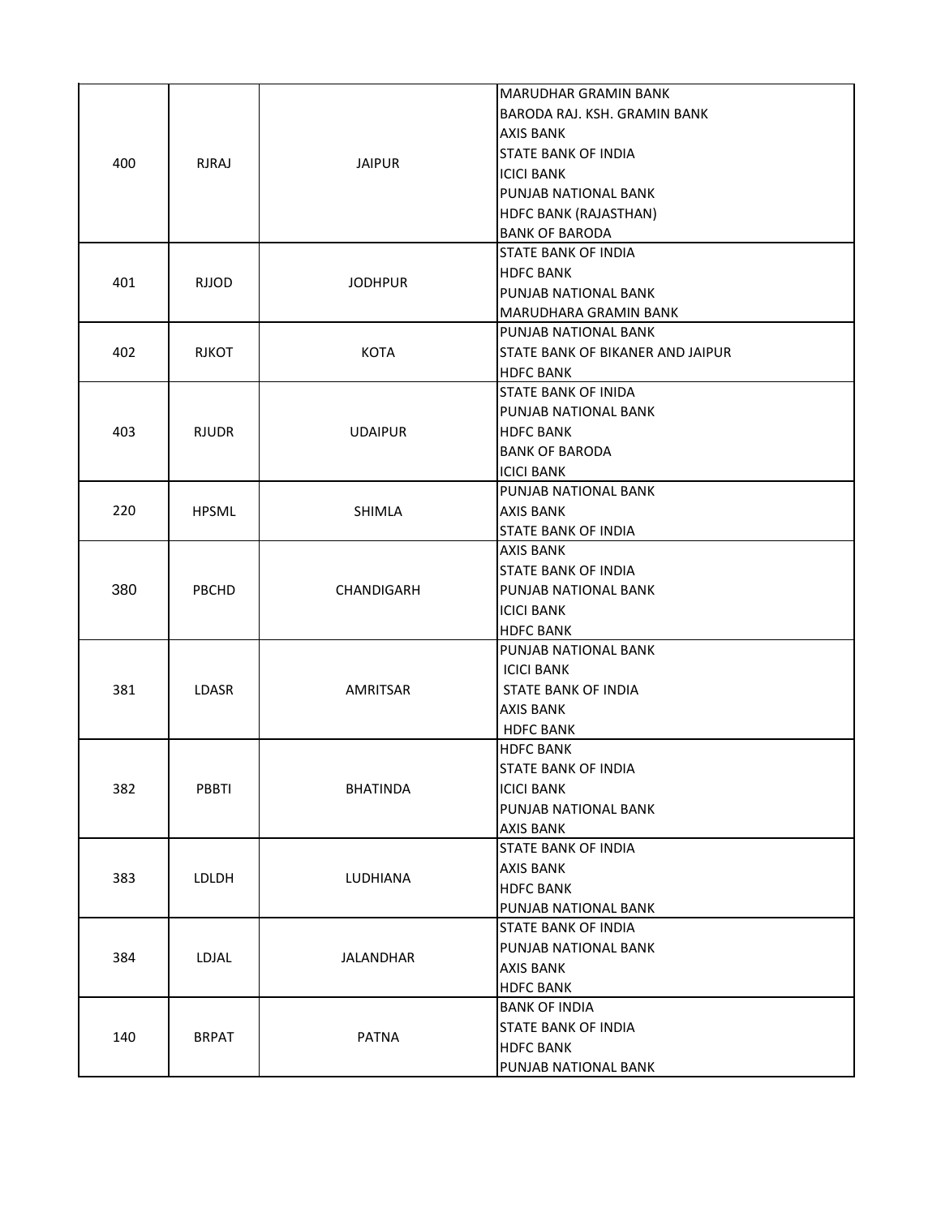| | | | |
|---|---|---|---|
| 400 | RJRAJ | JAIPUR | MARUDHAR GRAMIN BANK<br>BARODA RAJ. KSH. GRAMIN BANK<br>AXIS BANK<br>STATE BANK OF INDIA<br>ICICI BANK<br>PUNJAB NATIONAL BANK<br>HDFC BANK (RAJASTHAN)<br>BANK OF BARODA |
| 401 | RJJOD | JODHPUR | STATE BANK OF INDIA<br>HDFC BANK<br>PUNJAB NATIONAL BANK<br>MARUDHARA GRAMIN BANK |
| 402 | RJKOT | KOTA | PUNJAB NATIONAL BANK<br>STATE BANK OF BIKANER AND JAIPUR<br>HDFC BANK |
| 403 | RJUDR | UDAIPUR | STATE BANK OF INIDA<br>PUNJAB NATIONAL BANK<br>HDFC BANK<br>BANK OF BARODA<br>ICICI BANK |
| 220 | HPSML | SHIMLA | PUNJAB NATIONAL BANK<br>AXIS BANK<br>STATE BANK OF INDIA |
| 380 | PBCHD | CHANDIGARH | AXIS BANK<br>STATE BANK OF INDIA<br>PUNJAB NATIONAL BANK<br>ICICI BANK<br>HDFC BANK |
| 381 | LDASR | AMRITSAR | PUNJAB NATIONAL BANK<br>ICICI BANK<br>STATE BANK OF INDIA<br>AXIS BANK<br>HDFC BANK |
| 382 | PBBTI | BHATINDA | HDFC BANK<br>STATE BANK OF INDIA<br>ICICI BANK<br>PUNJAB NATIONAL BANK<br>AXIS BANK |
| 383 | LDLDH | LUDHIANA | STATE BANK OF INDIA<br>AXIS BANK<br>HDFC BANK<br>PUNJAB NATIONAL BANK |
| 384 | LDJAL | JALANDHAR | STATE BANK OF INDIA<br>PUNJAB NATIONAL BANK<br>AXIS BANK<br>HDFC BANK |
| 140 | BRPAT | PATNA | BANK OF INDIA<br>STATE BANK OF INDIA<br>HDFC BANK<br>PUNJAB NATIONAL BANK |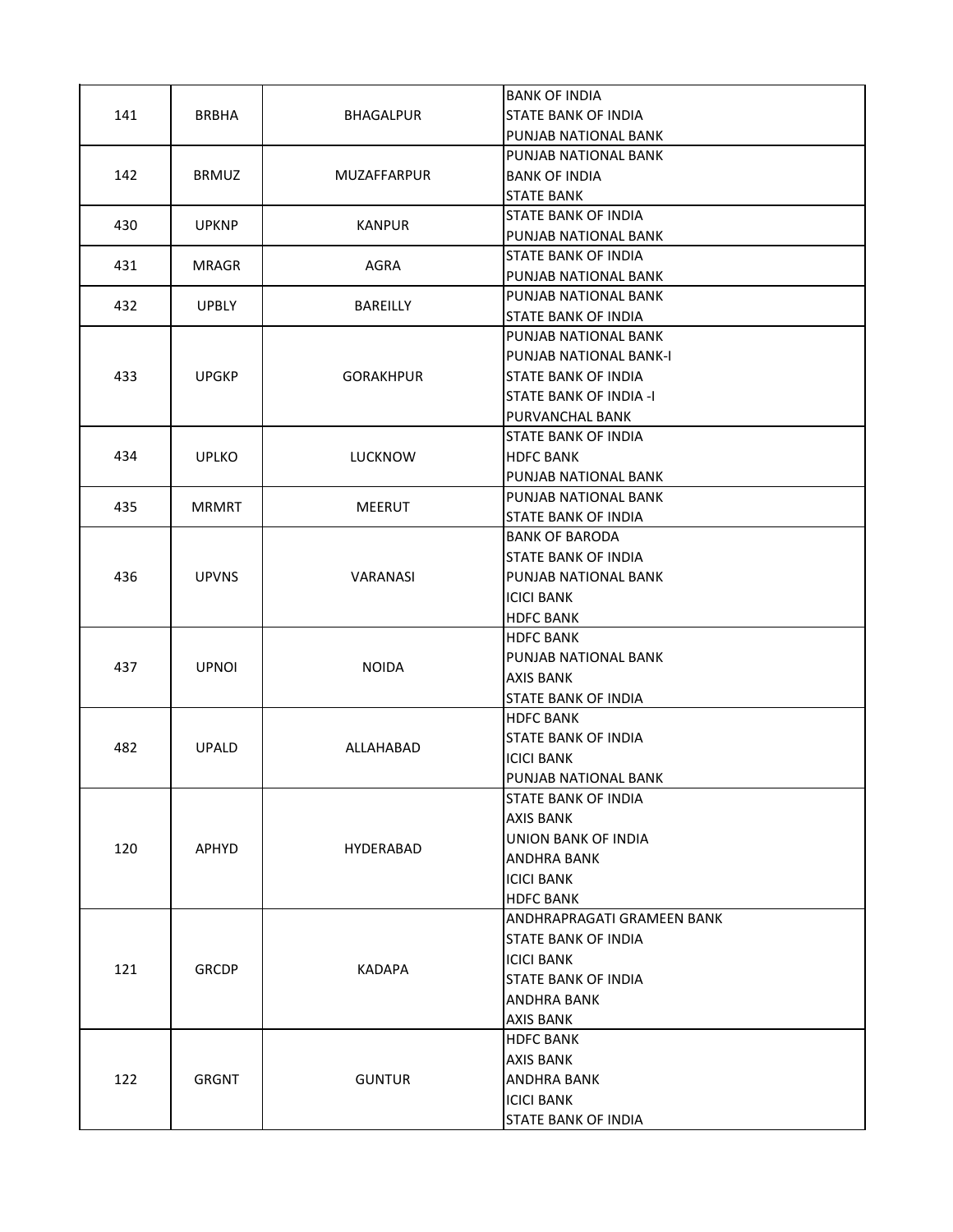| | | | |
|---|---|---|---|
| 141 | BRBHA | BHAGALPUR | BANK OF INDIA<br>STATE BANK OF INDIA<br>PUNJAB NATIONAL BANK |
| 142 | BRMUZ | MUZAFFARPUR | PUNJAB NATIONAL BANK<br>BANK OF INDIA<br>STATE BANK |
| 430 | UPKNP | KANPUR | STATE BANK OF INDIA<br>PUNJAB NATIONAL BANK |
| 431 | MRAGR | AGRA | STATE BANK OF INDIA<br>PUNJAB NATIONAL BANK |
| 432 | UPBLY | BAREILLY | PUNJAB NATIONAL BANK<br>STATE BANK OF INDIA |
| 433 | UPGKP | GORAKHPUR | PUNJAB NATIONAL BANK<br>PUNJAB NATIONAL BANK-I<br>STATE BANK OF INDIA<br>STATE BANK OF INDIA -I<br>PURVANCHAL BANK |
| 434 | UPLKO | LUCKNOW | STATE BANK OF INDIA<br>HDFC BANK<br>PUNJAB NATIONAL BANK |
| 435 | MRMRT | MEERUT | PUNJAB NATIONAL BANK<br>STATE BANK OF INDIA |
| 436 | UPVNS | VARANASI | BANK OF BARODA<br>STATE BANK OF INDIA<br>PUNJAB NATIONAL BANK<br>ICICI BANK<br>HDFC BANK |
| 437 | UPNOI | NOIDA | HDFC BANK<br>PUNJAB NATIONAL BANK<br>AXIS BANK<br>STATE BANK OF INDIA |
| 482 | UPALD | ALLAHABAD | HDFC BANK<br>STATE BANK OF INDIA<br>ICICI BANK<br>PUNJAB NATIONAL BANK |
| 120 | APHYD | HYDERABAD | STATE BANK OF INDIA<br>AXIS BANK<br>UNION BANK OF INDIA<br>ANDHRA BANK<br>ICICI BANK<br>HDFC BANK |
| 121 | GRCDP | KADAPA | ANDHRAPRAGATI GRAMEEN BANK<br>STATE BANK OF INDIA<br>ICICI BANK<br>STATE BANK OF INDIA<br>ANDHRA BANK<br>AXIS BANK |
| 122 | GRGNT | GUNTUR | HDFC BANK<br>AXIS BANK<br>ANDHRA BANK<br>ICICI BANK<br>STATE BANK OF INDIA |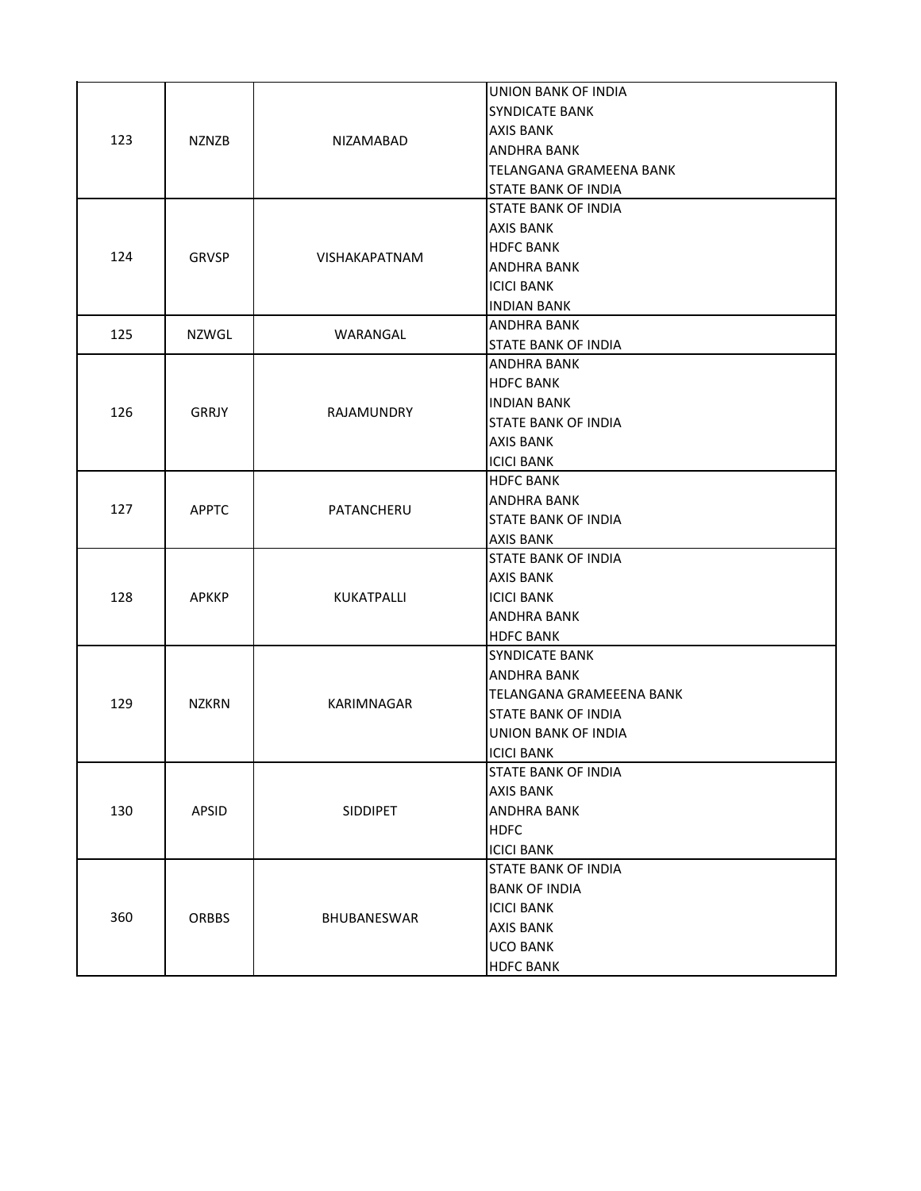| | | | |
|---|---|---|---|
| 123 | NZNZB | NIZAMABAD | UNION BANK OF INDIA<br>SYNDICATE BANK<br>AXIS BANK<br>ANDHRA BANK<br>TELANGANA GRAMEENA BANK<br>STATE BANK OF INDIA |
| 124 | GRVSP | VISHAKAPATNAM | STATE BANK OF INDIA<br>AXIS BANK<br>HDFC BANK<br>ANDHRA BANK<br>ICICI BANK<br>INDIAN BANK |
| 125 | NZWGL | WARANGAL | ANDHRA BANK<br>STATE BANK OF INDIA |
| 126 | GRRJY | RAJAMUNDRY | ANDHRA BANK<br>HDFC BANK<br>INDIAN BANK<br>STATE BANK OF INDIA<br>AXIS BANK<br>ICICI BANK |
| 127 | APPTC | PATANCHERU | HDFC BANK<br>ANDHRA BANK<br>STATE BANK OF INDIA<br>AXIS BANK |
| 128 | APKKP | KUKATPALLI | STATE BANK OF INDIA<br>AXIS BANK<br>ICICI BANK<br>ANDHRA BANK<br>HDFC BANK |
| 129 | NZKRN | KARIMNAGAR | SYNDICATE BANK<br>ANDHRA BANK<br>TELANGANA GRAMEEENA BANK<br>STATE BANK OF INDIA<br>UNION BANK OF INDIA<br>ICICI BANK |
| 130 | APSID | SIDDIPET | STATE BANK OF INDIA<br>AXIS BANK<br>ANDHRA BANK<br>HDFC<br>ICICI BANK |
| 360 | ORBBS | BHUBANESWAR | STATE BANK OF INDIA<br>BANK OF INDIA<br>ICICI BANK<br>AXIS BANK<br>UCO BANK<br>HDFC BANK |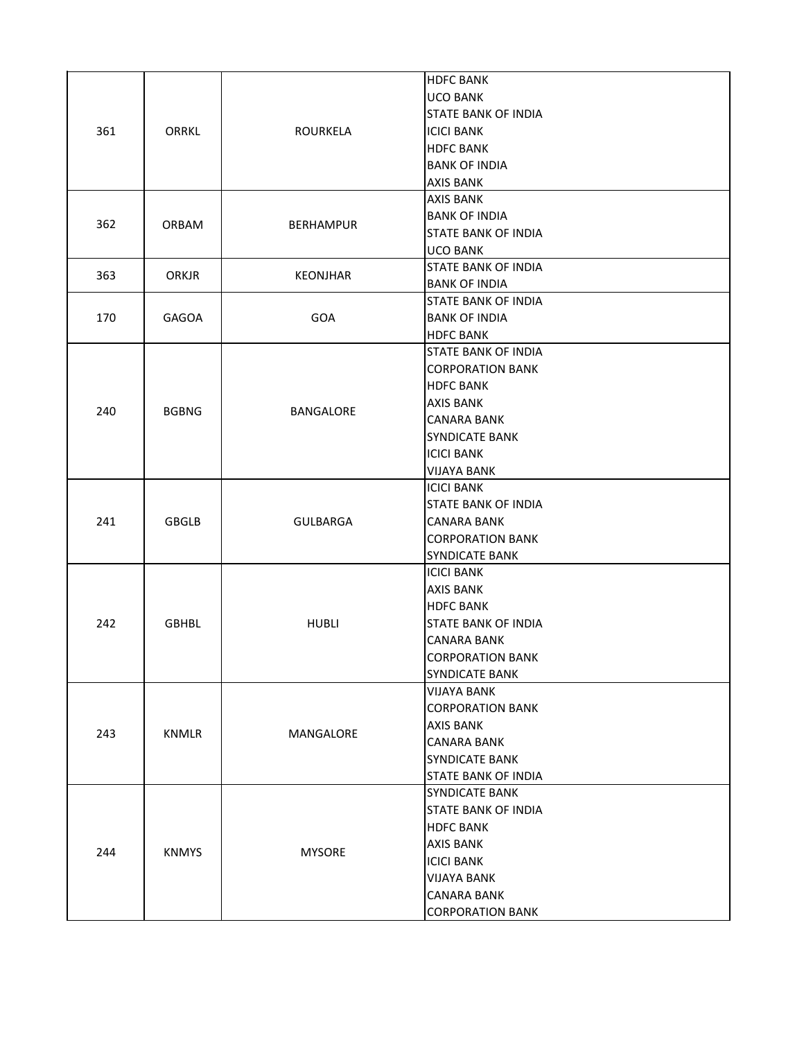| | | | |
|---|---|---|---|
| 361 | ORRKL | ROURKELA | HDFC BANK<br>UCO BANK<br>STATE BANK OF INDIA<br>ICICI BANK<br>HDFC BANK<br>BANK OF INDIA<br>AXIS BANK |
| 362 | ORBAM | BERHAMPUR | AXIS BANK<br>BANK OF INDIA<br>STATE BANK OF INDIA<br>UCO BANK |
| 363 | ORKJR | KEONJHAR | STATE BANK OF INDIA<br>BANK OF INDIA |
| 170 | GAGOA | GOA | STATE BANK OF INDIA<br>BANK OF INDIA<br>HDFC BANK |
| 240 | BGBNG | BANGALORE | STATE BANK OF INDIA<br>CORPORATION BANK<br>HDFC BANK<br>AXIS BANK<br>CANARA BANK<br>SYNDICATE BANK<br>ICICI BANK<br>VIJAYA BANK |
| 241 | GBGLB | GULBARGA | ICICI BANK<br>STATE BANK OF INDIA<br>CANARA BANK<br>CORPORATION BANK<br>SYNDICATE BANK |
| 242 | GBHBL | HUBLI | ICICI BANK<br>AXIS BANK<br>HDFC BANK<br>STATE BANK OF INDIA<br>CANARA BANK<br>CORPORATION BANK<br>SYNDICATE BANK |
| 243 | KNMLR | MANGALORE | VIJAYA BANK<br>CORPORATION BANK<br>AXIS BANK<br>CANARA BANK<br>SYNDICATE BANK<br>STATE BANK OF INDIA |
| 244 | KNMYS | MYSORE | SYNDICATE BANK<br>STATE BANK OF INDIA<br>HDFC BANK<br>AXIS BANK<br>ICICI BANK<br>VIJAYA BANK<br>CANARA BANK<br>CORPORATION BANK |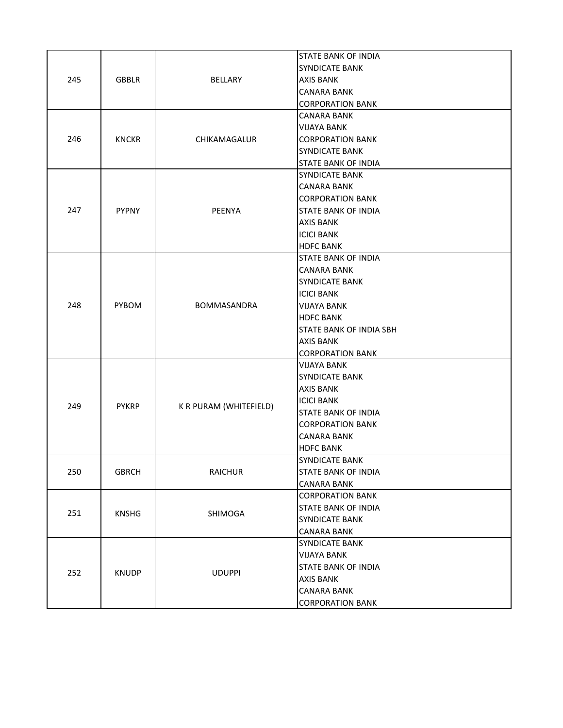| | | | |
|---|---|---|---|
| 245 | GBBLR | BELLARY | STATE BANK OF INDIA<br>SYNDICATE BANK<br>AXIS BANK<br>CANARA BANK<br>CORPORATION BANK |
| 246 | KNCKR | CHIKAMAGALUR | CANARA BANK<br>VIJAYA BANK<br>CORPORATION BANK<br>SYNDICATE BANK<br>STATE BANK OF INDIA |
| 247 | PYPNY | PEENYA | SYNDICATE BANK<br>CANARA BANK<br>CORPORATION BANK<br>STATE BANK OF INDIA<br>AXIS BANK<br>ICICI BANK<br>HDFC BANK |
| 248 | PYBOM | BOMMASANDRA | STATE BANK OF INDIA<br>CANARA BANK<br>SYNDICATE BANK<br>ICICI BANK<br>VIJAYA BANK<br>HDFC BANK<br>STATE BANK OF INDIA SBH<br>AXIS BANK<br>CORPORATION BANK |
| 249 | PYKRP | K R PURAM (WHITEFIELD) | VIJAYA BANK<br>SYNDICATE BANK<br>AXIS BANK<br>ICICI BANK<br>STATE BANK OF INDIA<br>CORPORATION BANK<br>CANARA BANK<br>HDFC BANK |
| 250 | GBRCH | RAICHUR | SYNDICATE BANK<br>STATE BANK OF INDIA<br>CANARA BANK |
| 251 | KNSHG | SHIMOGA | CORPORATION BANK<br>STATE BANK OF INDIA<br>SYNDICATE BANK<br>CANARA BANK |
| 252 | KNUDP | UDUPPI | SYNDICATE BANK<br>VIJAYA BANK<br>STATE BANK OF INDIA<br>AXIS BANK<br>CANARA BANK<br>CORPORATION BANK |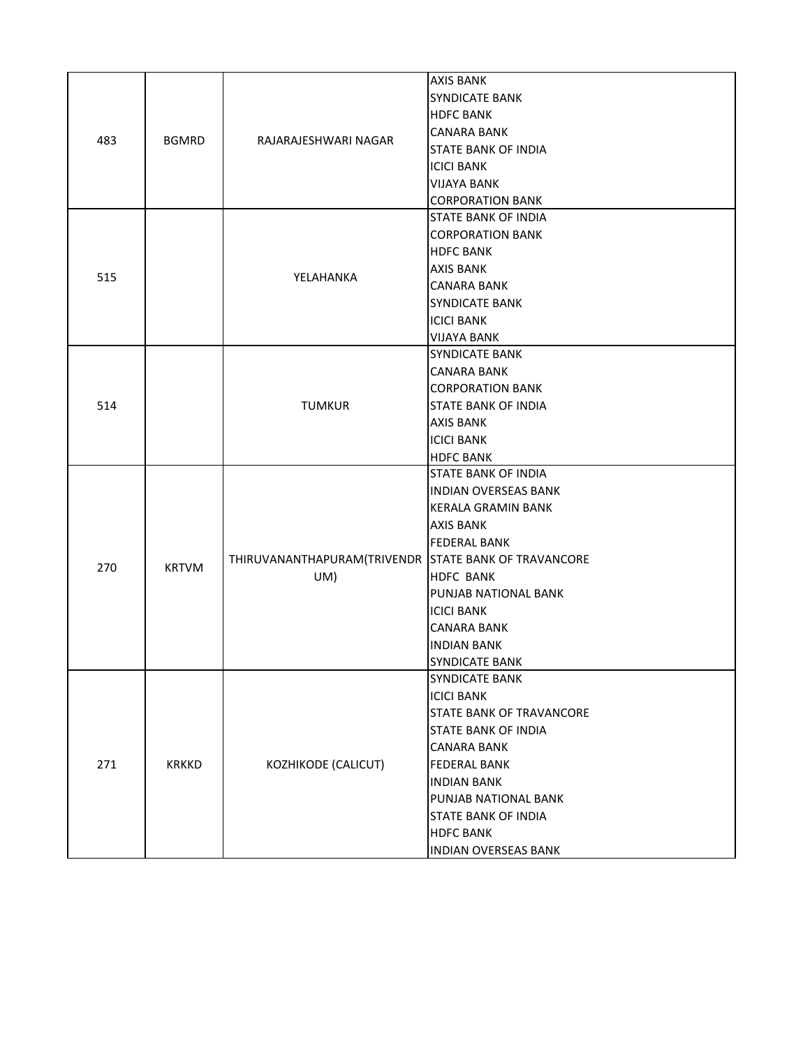| | | | |
|---|---|---|---|
| 483 | BGMRD | RAJARAJESHWARI NAGAR | AXIS BANK<br>SYNDICATE BANK<br>HDFC BANK<br>CANARA BANK<br>STATE BANK OF INDIA<br>ICICI BANK<br>VIJAYA BANK<br>CORPORATION BANK |
| 515 | | YELAHANKA | STATE BANK OF INDIA<br>CORPORATION BANK<br>HDFC BANK<br>AXIS BANK<br>CANARA BANK<br>SYNDICATE BANK<br>ICICI BANK<br>VIJAYA BANK |
| 514 | | TUMKUR | SYNDICATE BANK<br>CANARA BANK<br>CORPORATION BANK<br>STATE BANK OF INDIA<br>AXIS BANK<br>ICICI BANK<br>HDFC BANK |
| 270 | KRTVM | THIRUVANANTHAPURAM(TRIVENDRUM) | STATE BANK OF INDIA<br>INDIAN OVERSEAS BANK<br>KERALA GRAMIN BANK<br>AXIS BANK<br>FEDERAL BANK<br>STATE BANK OF TRAVANCORE<br>HDFC BANK<br>PUNJAB NATIONAL BANK<br>ICICI BANK<br>CANARA BANK<br>INDIAN BANK<br>SYNDICATE BANK |
| 271 | KRKKD | KOZHIKODE (CALICUT) | SYNDICATE BANK<br>ICICI BANK<br>STATE BANK OF TRAVANCORE<br>STATE BANK OF INDIA<br>CANARA BANK<br>FEDERAL BANK<br>INDIAN BANK<br>PUNJAB NATIONAL BANK<br>STATE BANK OF INDIA<br>HDFC BANK<br>INDIAN OVERSEAS BANK |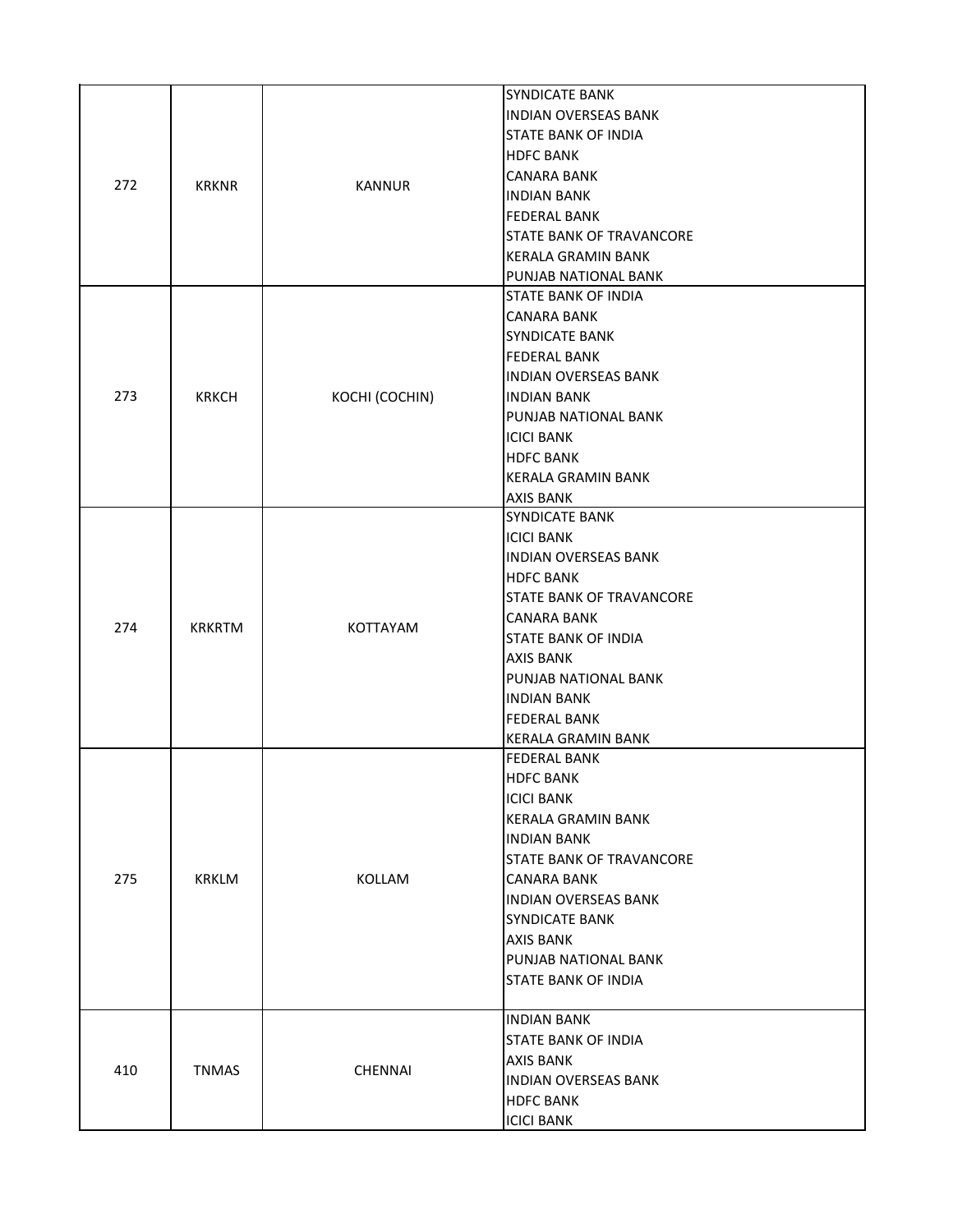| | | | |
|---|---|---|---|
| 272 | KRKNR | KANNUR | SYNDICATE BANK<br>INDIAN OVERSEAS BANK<br>STATE BANK OF INDIA<br>HDFC BANK<br>CANARA BANK<br>INDIAN BANK<br>FEDERAL BANK<br>STATE BANK OF TRAVANCORE<br>KERALA GRAMIN BANK<br>PUNJAB NATIONAL BANK |
| 273 | KRKCH | KOCHI (COCHIN) | STATE BANK OF INDIA<br>CANARA BANK<br>SYNDICATE BANK<br>FEDERAL BANK<br>INDIAN OVERSEAS BANK<br>INDIAN BANK<br>PUNJAB NATIONAL BANK<br>ICICI BANK<br>HDFC BANK<br>KERALA GRAMIN BANK<br>AXIS BANK |
| 274 | KRKRTM | KOTTAYAM | SYNDICATE BANK<br>ICICI BANK<br>INDIAN OVERSEAS BANK<br>HDFC BANK<br>STATE BANK OF TRAVANCORE<br>CANARA BANK<br>STATE BANK OF INDIA<br>AXIS BANK<br>PUNJAB NATIONAL BANK<br>INDIAN BANK<br>FEDERAL BANK<br>KERALA GRAMIN BANK |
| 275 | KRKLM | KOLLAM | FEDERAL BANK<br>HDFC BANK<br>ICICI BANK<br>KERALA GRAMIN BANK<br>INDIAN BANK<br>STATE BANK OF TRAVANCORE<br>CANARA BANK<br>INDIAN OVERSEAS BANK<br>SYNDICATE BANK<br>AXIS BANK<br>PUNJAB NATIONAL BANK<br>STATE BANK OF INDIA |
| 410 | TNMAS | CHENNAI | INDIAN BANK<br>STATE BANK OF INDIA<br>AXIS BANK<br>INDIAN OVERSEAS BANK<br>HDFC BANK<br>ICICI BANK |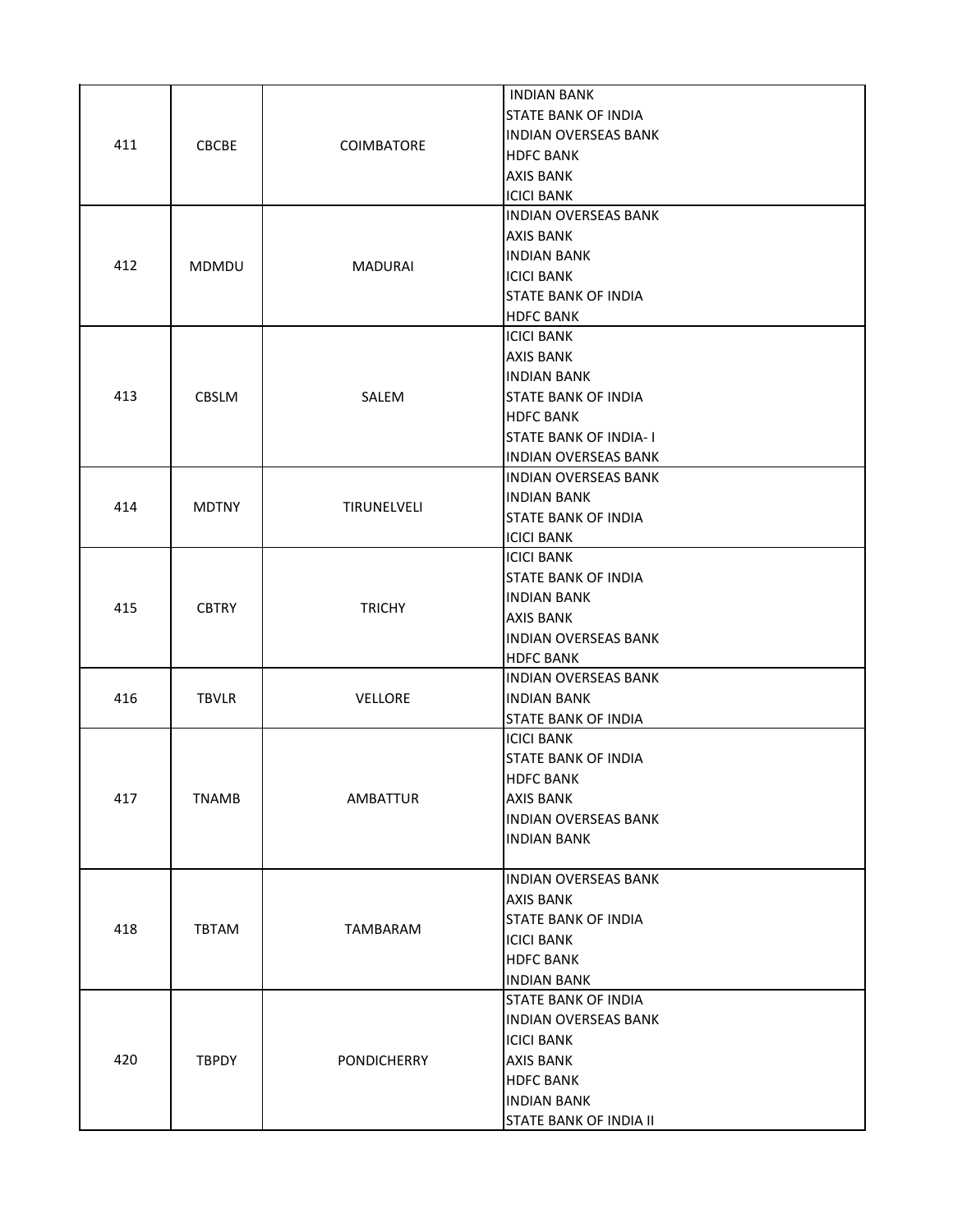| 411 | CBCBE | COIMBATORE | INDIAN BANK<br>STATE BANK OF INDIA<br>INDIAN OVERSEAS BANK<br>HDFC BANK<br>AXIS BANK<br>ICICI BANK |
|---|---|---|---|
| 412 | MDMDU | MADURAI | INDIAN OVERSEAS BANK<br>AXIS BANK<br>INDIAN BANK<br>ICICI BANK<br>STATE BANK OF INDIA<br>HDFC BANK |
| 413 | CBSLM | SALEM | ICICI BANK<br>AXIS BANK<br>INDIAN BANK<br>STATE BANK OF INDIA<br>HDFC BANK<br>STATE BANK OF INDIA- I<br>INDIAN OVERSEAS BANK |
| 414 | MDTNY | TIRUNELVELI | INDIAN OVERSEAS BANK<br>INDIAN BANK<br>STATE BANK OF INDIA<br>ICICI BANK |
| 415 | CBTRY | TRICHY | ICICI BANK<br>STATE BANK OF INDIA<br>INDIAN BANK<br>AXIS BANK<br>INDIAN OVERSEAS BANK<br>HDFC BANK |
| 416 | TBVLR | VELLORE | INDIAN OVERSEAS BANK<br>INDIAN BANK<br>STATE BANK OF INDIA |
| 417 | TNAMB | AMBATTUR | ICICI BANK<br>STATE BANK OF INDIA<br>HDFC BANK<br>AXIS BANK<br>INDIAN OVERSEAS BANK<br>INDIAN BANK |
| 418 | TBTAM | TAMBARAM | INDIAN OVERSEAS BANK<br>AXIS BANK<br>STATE BANK OF INDIA<br>ICICI BANK<br>HDFC BANK<br>INDIAN BANK |
| 420 | TBPDY | PONDICHERRY | STATE BANK OF INDIA<br>INDIAN OVERSEAS BANK<br>ICICI BANK<br>AXIS BANK<br>HDFC BANK<br>INDIAN BANK<br>STATE BANK OF INDIA II |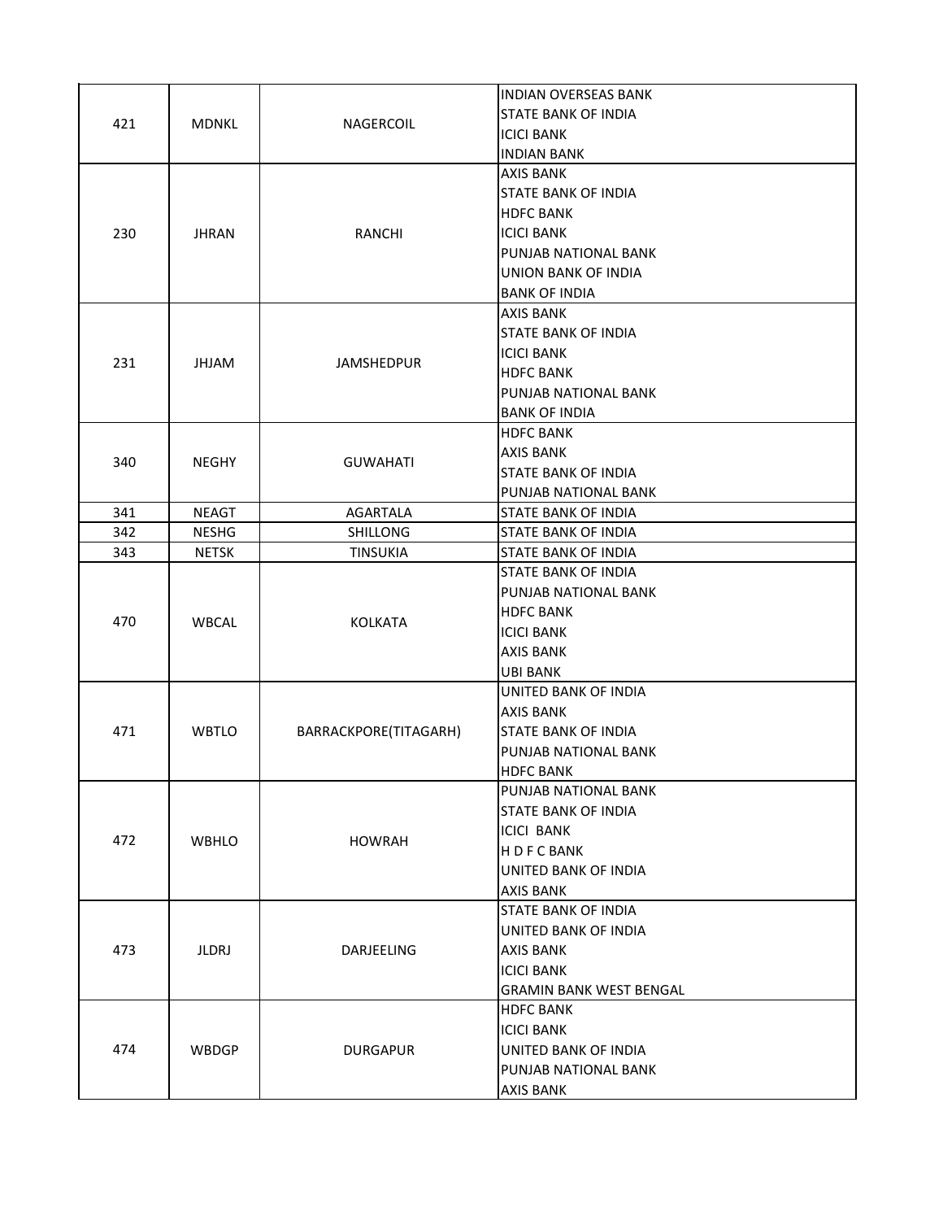| | | | |
|---|---|---|---|
| 421 | MDNKL | NAGERCOIL | INDIAN OVERSEAS BANK<br>STATE BANK OF INDIA<br>ICICI BANK<br>INDIAN BANK |
| 230 | JHRAN | RANCHI | AXIS BANK<br>STATE BANK OF INDIA<br>HDFC BANK<br>ICICI BANK<br>PUNJAB NATIONAL BANK<br>UNION BANK OF INDIA<br>BANK OF INDIA |
| 231 | JHJAM | JAMSHEDPUR | AXIS BANK<br>STATE BANK OF INDIA<br>ICICI BANK<br>HDFC BANK<br>PUNJAB NATIONAL BANK<br>BANK OF INDIA |
| 340 | NEGHY | GUWAHATI | HDFC BANK<br>AXIS BANK<br>STATE BANK OF INDIA<br>PUNJAB NATIONAL BANK |
| 341 | NEAGT | AGARTALA | STATE BANK OF INDIA |
| 342 | NESHG | SHILLONG | STATE BANK OF INDIA |
| 343 | NETSK | TINSUKIA | STATE BANK OF INDIA |
| 470 | WBCAL | KOLKATA | STATE BANK OF INDIA<br>PUNJAB NATIONAL BANK<br>HDFC BANK<br>ICICI BANK<br>AXIS BANK<br>UBI BANK |
| 471 | WBTLO | BARRACKPORE(TITAGARH) | UNITED BANK OF INDIA<br>AXIS BANK<br>STATE BANK OF INDIA<br>PUNJAB NATIONAL BANK<br>HDFC BANK |
| 472 | WBHLO | HOWRAH | PUNJAB NATIONAL BANK<br>STATE BANK OF INDIA<br>ICICI BANK<br>H D F C BANK<br>UNITED BANK OF INDIA<br>AXIS BANK |
| 473 | JLDRJ | DARJEELING | STATE BANK OF INDIA<br>UNITED BANK OF INDIA<br>AXIS BANK<br>ICICI BANK<br>GRAMIN BANK WEST BENGAL |
| 474 | WBDGP | DURGAPUR | HDFC BANK<br>ICICI BANK<br>UNITED BANK OF INDIA<br>PUNJAB NATIONAL BANK<br>AXIS BANK |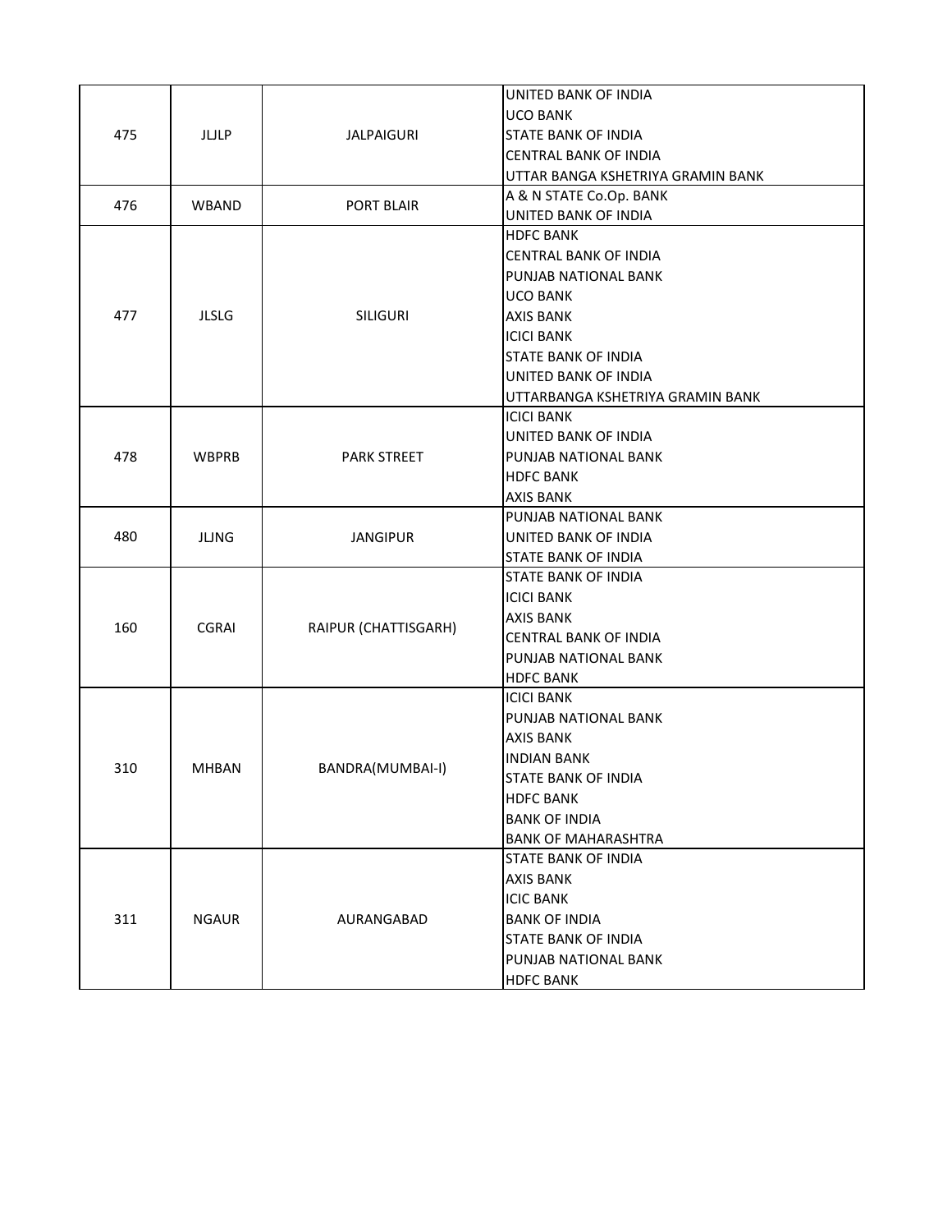| | | | |
|---|---|---|---|
| 475 | JLJLP | JALPAIGURI | UNITED BANK OF INDIA<br>UCO BANK<br>STATE BANK OF INDIA<br>CENTRAL BANK OF INDIA<br>UTTAR BANGA KSHETRIYA GRAMIN BANK |
| 476 | WBAND | PORT BLAIR | A & N STATE Co.Op. BANK<br>UNITED BANK OF INDIA |
| 477 | JLSLG | SILIGURI | HDFC BANK<br>CENTRAL BANK OF INDIA<br>PUNJAB NATIONAL BANK<br>UCO BANK<br>AXIS BANK<br>ICICI BANK<br>STATE BANK OF INDIA<br>UNITED BANK OF INDIA<br>UTTARBANGA KSHETRIYA GRAMIN BANK |
| 478 | WBPRB | PARK STREET | ICICI BANK<br>UNITED BANK OF INDIA<br>PUNJAB NATIONAL BANK<br>HDFC BANK<br>AXIS BANK |
| 480 | JLJNG | JANGIPUR | PUNJAB NATIONAL BANK<br>UNITED BANK OF INDIA<br>STATE BANK OF INDIA |
| 160 | CGRAI | RAIPUR (CHATTISGARH) | STATE BANK OF INDIA<br>ICICI BANK<br>AXIS BANK<br>CENTRAL BANK OF INDIA<br>PUNJAB NATIONAL BANK<br>HDFC BANK |
| 310 | MHBAN | BANDRA(MUMBAI-I) | ICICI BANK<br>PUNJAB NATIONAL BANK<br>AXIS BANK<br>INDIAN BANK<br>STATE BANK OF INDIA<br>HDFC BANK<br>BANK OF INDIA<br>BANK OF MAHARASHTRA |
| 311 | NGAUR | AURANGABAD | STATE BANK OF INDIA<br>AXIS BANK<br>ICIC BANK<br>BANK OF INDIA<br>STATE BANK OF INDIA<br>PUNJAB NATIONAL BANK<br>HDFC BANK |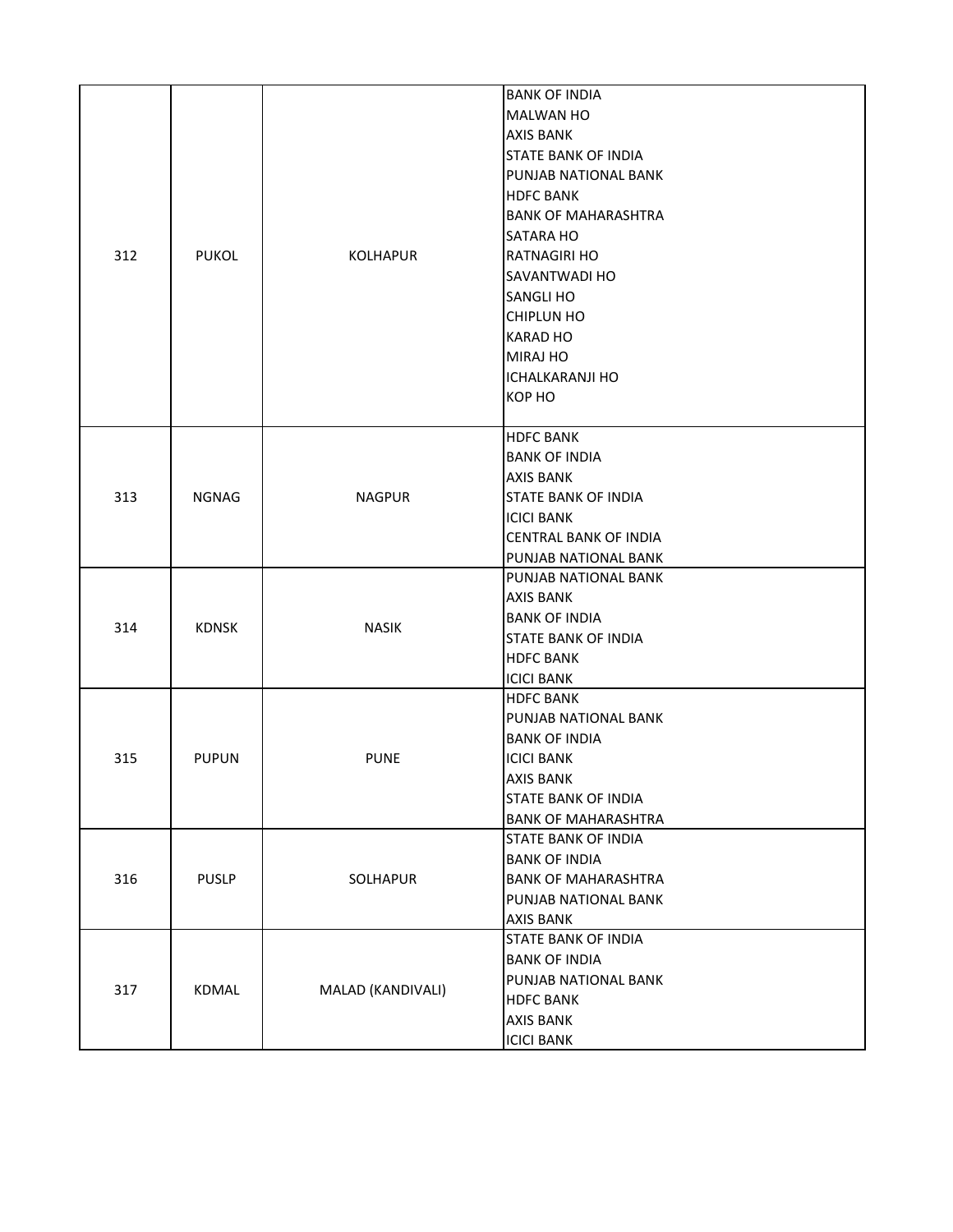| | | | |
|---|---|---|---|
| 312 | PUKOL | KOLHAPUR | BANK OF INDIA<br>MALWAN HO<br>AXIS BANK<br>STATE BANK OF INDIA<br>PUNJAB NATIONAL BANK<br>HDFC BANK<br>BANK OF MAHARASHTRA<br>SATARA HO<br>RATNAGIRI HO<br>SAVANTWADI HO<br>SANGLI HO<br>CHIPLUN HO<br>KARAD HO<br>MIRAJ HO<br>ICHALKARANJI HO<br>KOP HO |
| 313 | NGNAG | NAGPUR | HDFC BANK<br>BANK OF INDIA<br>AXIS BANK<br>STATE BANK OF INDIA<br>ICICI BANK<br>CENTRAL BANK OF INDIA<br>PUNJAB NATIONAL BANK |
| 314 | KDNSK | NASIK | PUNJAB NATIONAL BANK<br>AXIS BANK<br>BANK OF INDIA<br>STATE BANK OF INDIA<br>HDFC BANK<br>ICICI BANK |
| 315 | PUPUN | PUNE | HDFC BANK<br>PUNJAB NATIONAL BANK<br>BANK OF INDIA<br>ICICI BANK<br>AXIS BANK<br>STATE BANK OF INDIA<br>BANK OF MAHARASHTRA |
| 316 | PUSLP | SOLHAPUR | STATE BANK OF INDIA<br>BANK OF INDIA<br>BANK OF MAHARASHTRA<br>PUNJAB NATIONAL BANK<br>AXIS BANK |
| 317 | KDMAL | MALAD (KANDIVALI) | STATE BANK OF INDIA<br>BANK OF INDIA<br>PUNJAB NATIONAL BANK<br>HDFC BANK<br>AXIS BANK<br>ICICI BANK |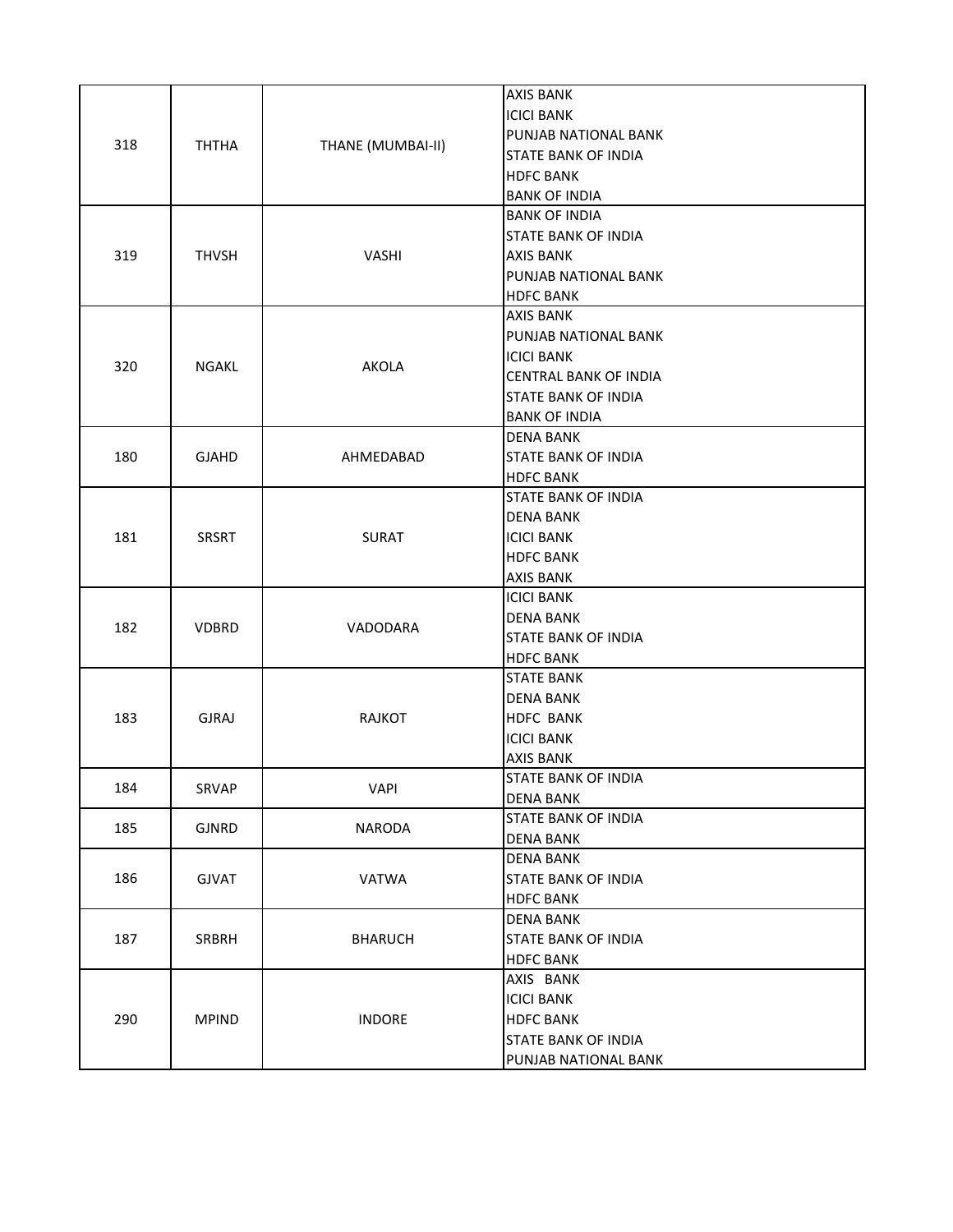| | | | |
|---|---|---|---|
| 318 | THTHA | THANE (MUMBAI-II) | AXIS BANK<br>ICICI BANK<br>PUNJAB NATIONAL BANK<br>STATE BANK OF INDIA<br>HDFC BANK<br>BANK OF INDIA |
| 319 | THVSH | VASHI | BANK OF INDIA<br>STATE BANK OF INDIA<br>AXIS BANK<br>PUNJAB NATIONAL BANK<br>HDFC BANK |
| 320 | NGAKL | AKOLA | AXIS BANK<br>PUNJAB NATIONAL BANK<br>ICICI BANK<br>CENTRAL BANK OF INDIA<br>STATE BANK OF INDIA<br>BANK OF INDIA |
| 180 | GJAHD | AHMEDABAD | DENA BANK<br>STATE BANK OF INDIA<br>HDFC BANK |
| 181 | SRSRT | SURAT | STATE BANK OF INDIA<br>DENA BANK<br>ICICI BANK<br>HDFC BANK<br>AXIS BANK |
| 182 | VDBRD | VADODARA | ICICI BANK<br>DENA BANK<br>STATE BANK OF INDIA<br>HDFC BANK |
| 183 | GJRAJ | RAJKOT | STATE BANK<br>DENA BANK<br>HDFC BANK<br>ICICI BANK<br>AXIS BANK |
| 184 | SRVAP | VAPI | STATE BANK OF INDIA<br>DENA BANK |
| 185 | GJNRD | NARODA | STATE BANK OF INDIA<br>DENA BANK |
| 186 | GJVAT | VATWA | DENA BANK<br>STATE BANK OF INDIA<br>HDFC BANK |
| 187 | SRBRH | BHARUCH | DENA BANK<br>STATE BANK OF INDIA<br>HDFC BANK |
| 290 | MPIND | INDORE | AXIS BANK<br>ICICI BANK<br>HDFC BANK<br>STATE BANK OF INDIA<br>PUNJAB NATIONAL BANK |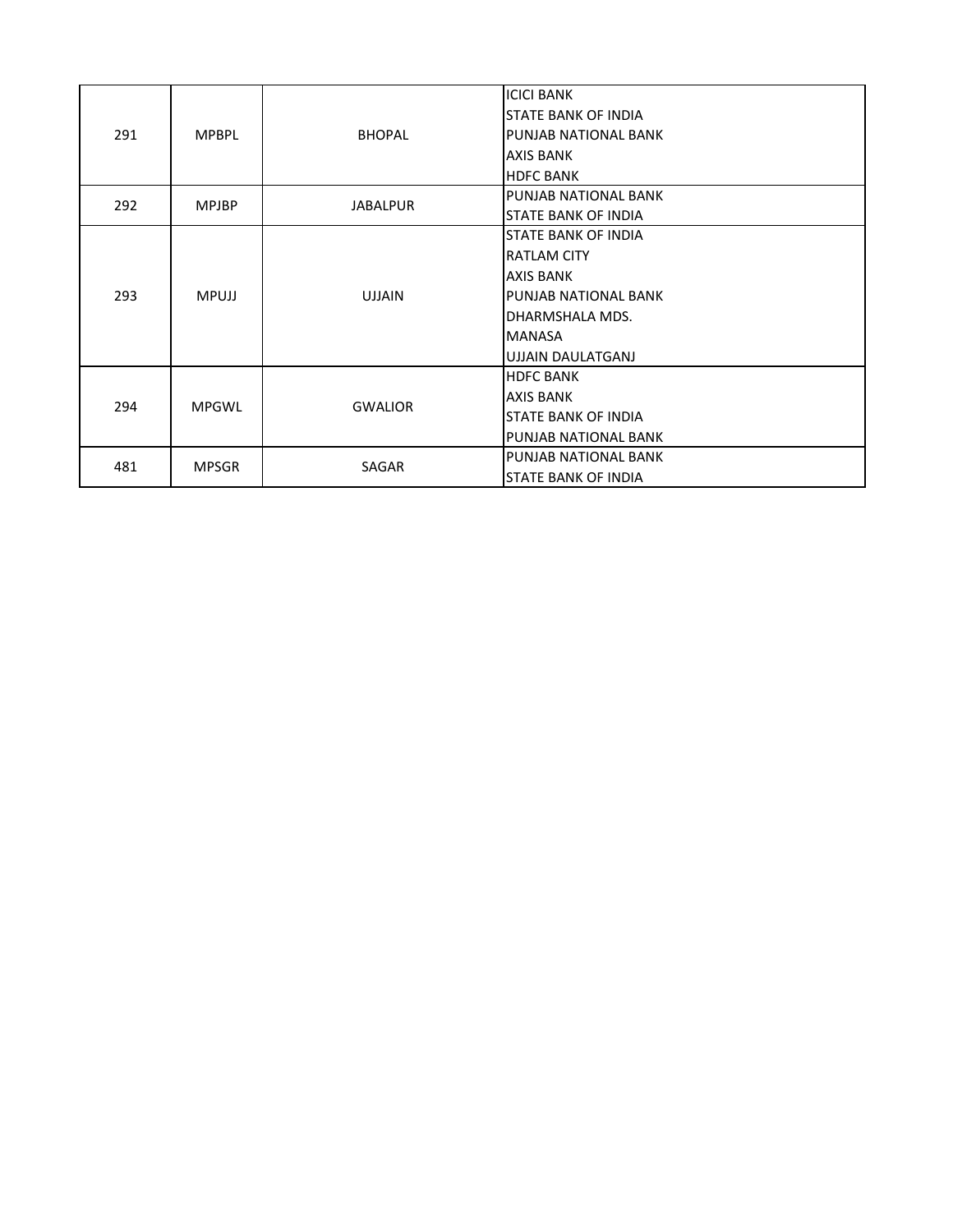| | | | |
|---|---|---|---|
| 291 | MPBPL | BHOPAL | ICICI BANK<br>STATE BANK OF INDIA<br>PUNJAB NATIONAL BANK<br>AXIS BANK<br>HDFC BANK |
| 292 | MPJBP | JABALPUR | PUNJAB NATIONAL BANK<br>STATE BANK OF INDIA |
| 293 | MPUJJ | UJJAIN | STATE BANK OF INDIA<br>RATLAM CITY<br>AXIS BANK<br>PUNJAB NATIONAL BANK<br>DHARMSHALA MDS.<br>MANASA<br>UJJAIN DAULATGANJ |
| 294 | MPGWL | GWALIOR | HDFC BANK<br>AXIS BANK<br>STATE BANK OF INDIA<br>PUNJAB NATIONAL BANK |
| 481 | MPSGR | SAGAR | PUNJAB NATIONAL BANK<br>STATE BANK OF INDIA |